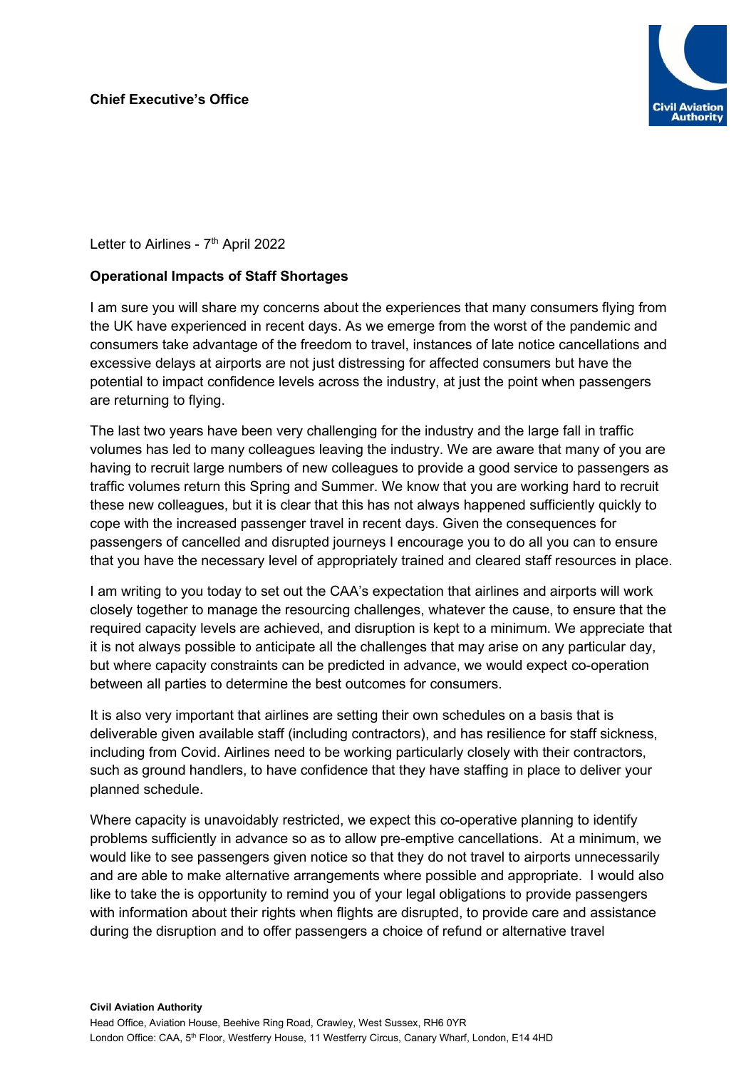**Chief Executive's Office**

Civil Aviation Authority

Letter to Airlines - 7th April 2022

**Operational Impacts of Staff Shortages**

I am sure you will share my concerns about the experiences that many consumers flying from the UK have experienced in recent days. As we emerge from the worst of the pandemic and consumers take advantage of the freedom to travel, instances of late notice cancellations and excessive delays at airports are not just distressing for affected consumers but have the potential to impact confidence levels across the industry, at just the point when passengers are returning to flying.

The last two years have been very challenging for the industry and the large fall in traffic volumes has led to many colleagues leaving the industry. We are aware that many of you are having to recruit large numbers of new colleagues to provide a good service to passengers as traffic volumes return this Spring and Summer. We know that you are working hard to recruit these new colleagues, but it is clear that this has not always happened sufficiently quickly to cope with the increased passenger travel in recent days. Given the consequences for passengers of cancelled and disrupted journeys I encourage you to do all you can to ensure that you have the necessary level of appropriately trained and cleared staff resources in place.

I am writing to you today to set out the CAA's expectation that airlines and airports will work closely together to manage the resourcing challenges, whatever the cause, to ensure that the required capacity levels are achieved, and disruption is kept to a minimum. We appreciate that it is not always possible to anticipate all the challenges that may arise on any particular day, but where capacity constraints can be predicted in advance, we would expect co-operation between all parties to determine the best outcomes for consumers.

It is also very important that airlines are setting their own schedules on a basis that is deliverable given available staff (including contractors), and has resilience for staff sickness, including from Covid. Airlines need to be working particularly closely with their contractors, such as ground handlers, to have confidence that they have staffing in place to deliver your planned schedule.

Where capacity is unavoidably restricted, we expect this co-operative planning to identify problems sufficiently in advance so as to allow pre-emptive cancellations. At a minimum, we would like to see passengers given notice so that they do not travel to airports unnecessarily and are able to make alternative arrangements where possible and appropriate. I would also like to take the is opportunity to remind you of your legal obligations to provide passengers with information about their rights when flights are disrupted, to provide care and assistance during the disruption and to offer passengers a choice of refund or alternative travel

**Civil Aviation Authority**
Head Office, Aviation House, Beehive Ring Road, Crawley, West Sussex, RH6 0YR
London Office: CAA, 5th Floor, Westferry House, 11 Westferry Circus, Canary Wharf, London, E14 4HD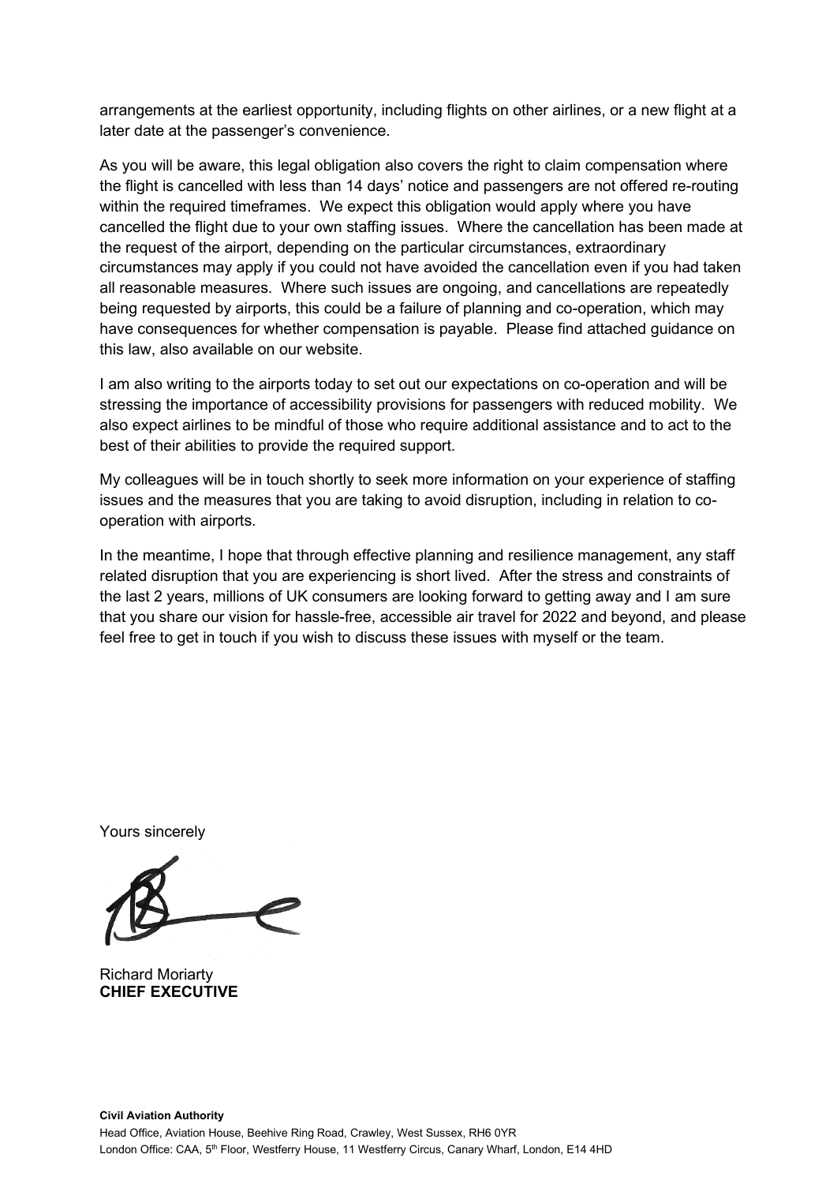arrangements at the earliest opportunity, including flights on other airlines, or a new flight at a later date at the passenger's convenience.

As you will be aware, this legal obligation also covers the right to claim compensation where the flight is cancelled with less than 14 days' notice and passengers are not offered re-routing within the required timeframes. We expect this obligation would apply where you have cancelled the flight due to your own staffing issues. Where the cancellation has been made at the request of the airport, depending on the particular circumstances, extraordinary circumstances may apply if you could not have avoided the cancellation even if you had taken all reasonable measures. Where such issues are ongoing, and cancellations are repeatedly being requested by airports, this could be a failure of planning and co-operation, which may have consequences for whether compensation is payable. Please find attached guidance on this law, also available on our website.

I am also writing to the airports today to set out our expectations on co-operation and will be stressing the importance of accessibility provisions for passengers with reduced mobility. We also expect airlines to be mindful of those who require additional assistance and to act to the best of their abilities to provide the required support.

My colleagues will be in touch shortly to seek more information on your experience of staffing issues and the measures that you are taking to avoid disruption, including in relation to co-operation with airports.

In the meantime, I hope that through effective planning and resilience management, any staff related disruption that you are experiencing is short lived. After the stress and constraints of the last 2 years, millions of UK consumers are looking forward to getting away and I am sure that you share our vision for hassle-free, accessible air travel for 2022 and beyond, and please feel free to get in touch if you wish to discuss these issues with myself or the team.

Yours sincerely

Richard Moriarty
**CHIEF EXECUTIVE**

**Civil Aviation Authority**
Head Office, Aviation House, Beehive Ring Road, Crawley, West Sussex, RH6 0YR
London Office: CAA, 5th Floor, Westferry House, 11 Westferry Circus, Canary Wharf, London, E14 4HD